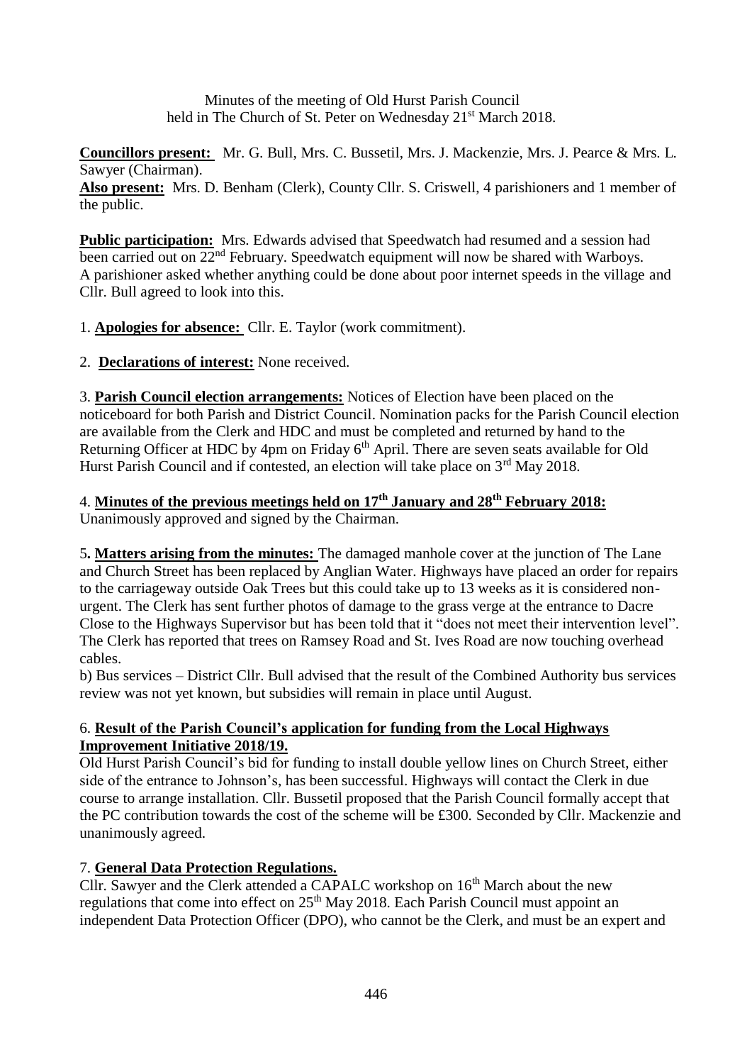Minutes of the meeting of Old Hurst Parish Council
held in The Church of St. Peter on Wednesday 21st March 2018.

**Councillors present:** Mr. G. Bull, Mrs. C. Bussetil, Mrs. J. Mackenzie, Mrs. J. Pearce & Mrs. L. Sawyer (Chairman).

**Also present:** Mrs. D. Benham (Clerk), County Cllr. S. Criswell, 4 parishioners and 1 member of the public.

**Public participation:** Mrs. Edwards advised that Speedwatch had resumed and a session had been carried out on 22nd February. Speedwatch equipment will now be shared with Warboys. A parishioner asked whether anything could be done about poor internet speeds in the village and Cllr. Bull agreed to look into this.

1. **Apologies for absence:** Cllr. E. Taylor (work commitment).

2. **Declarations of interest:** None received.

3. **Parish Council election arrangements:** Notices of Election have been placed on the noticeboard for both Parish and District Council. Nomination packs for the Parish Council election are available from the Clerk and HDC and must be completed and returned by hand to the Returning Officer at HDC by 4pm on Friday 6th April. There are seven seats available for Old Hurst Parish Council and if contested, an election will take place on 3rd May 2018.

4. **Minutes of the previous meetings held on 17th January and 28th February 2018:**
Unanimously approved and signed by the Chairman.

5. **Matters arising from the minutes:** The damaged manhole cover at the junction of The Lane and Church Street has been replaced by Anglian Water. Highways have placed an order for repairs to the carriageway outside Oak Trees but this could take up to 13 weeks as it is considered non-urgent. The Clerk has sent further photos of damage to the grass verge at the entrance to Dacre Close to the Highways Supervisor but has been told that it "does not meet their intervention level". The Clerk has reported that trees on Ramsey Road and St. Ives Road are now touching overhead cables.

b) Bus services – District Cllr. Bull advised that the result of the Combined Authority bus services review was not yet known, but subsidies will remain in place until August.

6. **Result of the Parish Council's application for funding from the Local Highways Improvement Initiative 2018/19.**

Old Hurst Parish Council's bid for funding to install double yellow lines on Church Street, either side of the entrance to Johnson's, has been successful. Highways will contact the Clerk in due course to arrange installation. Cllr. Bussetil proposed that the Parish Council formally accept that the PC contribution towards the cost of the scheme will be £300. Seconded by Cllr. Mackenzie and unanimously agreed.

7. **General Data Protection Regulations.**

Cllr. Sawyer and the Clerk attended a CAPALC workshop on 16th March about the new regulations that come into effect on 25th May 2018. Each Parish Council must appoint an independent Data Protection Officer (DPO), who cannot be the Clerk, and must be an expert and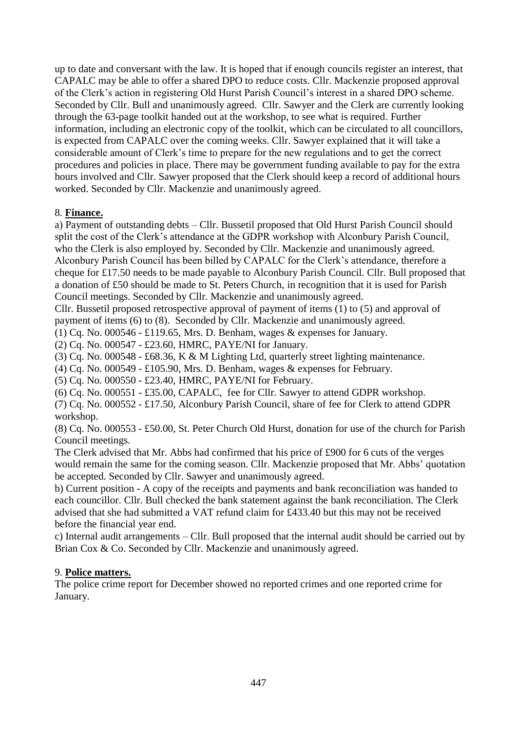up to date and conversant with the law. It is hoped that if enough councils register an interest, that CAPALC may be able to offer a shared DPO to reduce costs. Cllr. Mackenzie proposed approval of the Clerk's action in registering Old Hurst Parish Council's interest in a shared DPO scheme. Seconded by Cllr. Bull and unanimously agreed. Cllr. Sawyer and the Clerk are currently looking through the 63-page toolkit handed out at the workshop, to see what is required. Further information, including an electronic copy of the toolkit, which can be circulated to all councillors, is expected from CAPALC over the coming weeks. Cllr. Sawyer explained that it will take a considerable amount of Clerk's time to prepare for the new regulations and to get the correct procedures and policies in place. There may be government funding available to pay for the extra hours involved and Cllr. Sawyer proposed that the Clerk should keep a record of additional hours worked. Seconded by Cllr. Mackenzie and unanimously agreed.

8. **Finance.**

a) Payment of outstanding debts – Cllr. Bussetil proposed that Old Hurst Parish Council should split the cost of the Clerk's attendance at the GDPR workshop with Alconbury Parish Council, who the Clerk is also employed by. Seconded by Cllr. Mackenzie and unanimously agreed. Alconbury Parish Council has been billed by CAPALC for the Clerk's attendance, therefore a cheque for £17.50 needs to be made payable to Alconbury Parish Council. Cllr. Bull proposed that a donation of £50 should be made to St. Peters Church, in recognition that it is used for Parish Council meetings. Seconded by Cllr. Mackenzie and unanimously agreed.

Cllr. Bussetil proposed retrospective approval of payment of items (1) to (5) and approval of payment of items (6) to (8). Seconded by Cllr. Mackenzie and unanimously agreed.

(1) Cq. No. 000546 - £119.65, Mrs. D. Benham, wages & expenses for January.

(2) Cq. No. 000547 - £23.60, HMRC, PAYE/NI for January.

(3) Cq. No. 000548 - £68.36, K & M Lighting Ltd, quarterly street lighting maintenance.

(4) Cq. No. 000549 - £105.90, Mrs. D. Benham, wages & expenses for February.

(5) Cq. No. 000550 - £23.40, HMRC, PAYE/NI for February.

(6) Cq. No. 000551 - £35.00, CAPALC, fee for Cllr. Sawyer to attend GDPR workshop.

(7) Cq. No. 000552 - £17.50, Alconbury Parish Council, share of fee for Clerk to attend GDPR workshop.

(8) Cq. No. 000553 - £50.00, St. Peter Church Old Hurst, donation for use of the church for Parish Council meetings.

The Clerk advised that Mr. Abbs had confirmed that his price of £900 for 6 cuts of the verges would remain the same for the coming season. Cllr. Mackenzie proposed that Mr. Abbs' quotation be accepted. Seconded by Cllr. Sawyer and unanimously agreed.

b) Current position - A copy of the receipts and payments and bank reconciliation was handed to each councillor. Cllr. Bull checked the bank statement against the bank reconciliation. The Clerk advised that she had submitted a VAT refund claim for £433.40 but this may not be received before the financial year end.

c) Internal audit arrangements – Cllr. Bull proposed that the internal audit should be carried out by Brian Cox & Co. Seconded by Cllr. Mackenzie and unanimously agreed.

9. **Police matters.**

The police crime report for December showed no reported crimes and one reported crime for January.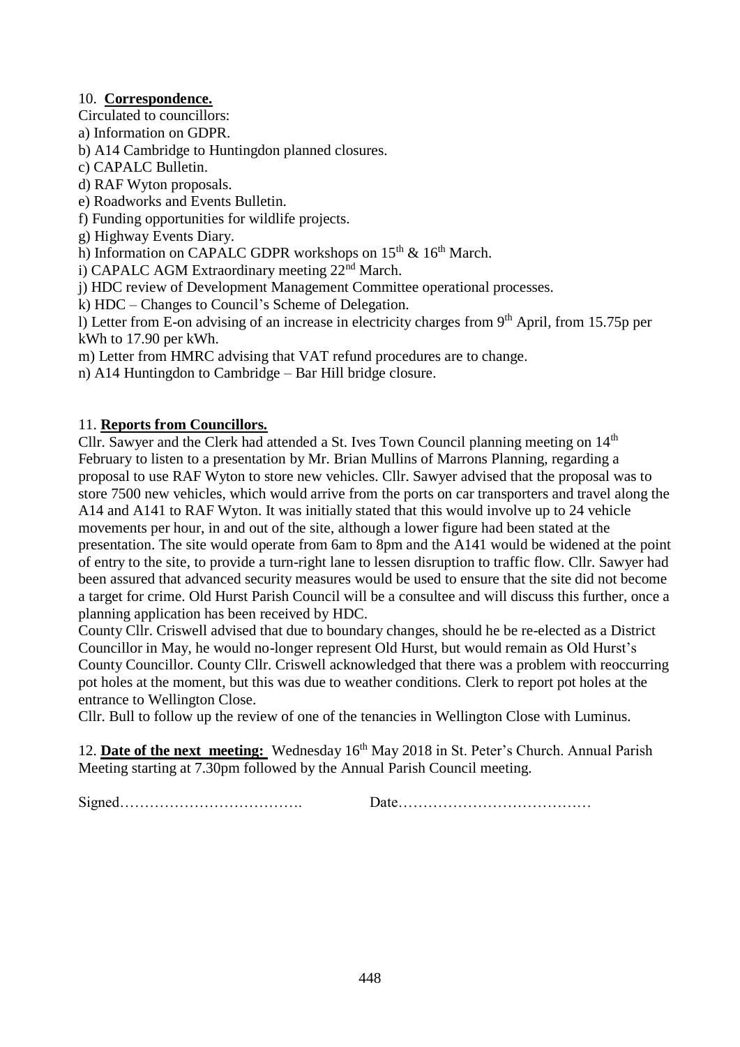10. **Correspondence.**

Circulated to councillors:

a) Information on GDPR.
b) A14 Cambridge to Huntingdon planned closures.
c) CAPALC Bulletin.
d) RAF Wyton proposals.
e) Roadworks and Events Bulletin.
f) Funding opportunities for wildlife projects.
g) Highway Events Diary.
h) Information on CAPALC GDPR workshops on 15th & 16th March.
i) CAPALC AGM Extraordinary meeting 22nd March.
j) HDC review of Development Management Committee operational processes.
k) HDC – Changes to Council's Scheme of Delegation.
l) Letter from E-on advising of an increase in electricity charges from 9th April, from 15.75p per kWh to 17.90 per kWh.
m) Letter from HMRC advising that VAT refund procedures are to change.
n) A14 Huntingdon to Cambridge – Bar Hill bridge closure.

11. **Reports from Councillors.**

Cllr. Sawyer and the Clerk had attended a St. Ives Town Council planning meeting on 14th February to listen to a presentation by Mr. Brian Mullins of Marrons Planning, regarding a proposal to use RAF Wyton to store new vehicles. Cllr. Sawyer advised that the proposal was to store 7500 new vehicles, which would arrive from the ports on car transporters and travel along the A14 and A141 to RAF Wyton. It was initially stated that this would involve up to 24 vehicle movements per hour, in and out of the site, although a lower figure had been stated at the presentation. The site would operate from 6am to 8pm and the A141 would be widened at the point of entry to the site, to provide a turn-right lane to lessen disruption to traffic flow. Cllr. Sawyer had been assured that advanced security measures would be used to ensure that the site did not become a target for crime. Old Hurst Parish Council will be a consultee and will discuss this further, once a planning application has been received by HDC.

County Cllr. Criswell advised that due to boundary changes, should he be re-elected as a District Councillor in May, he would no-longer represent Old Hurst, but would remain as Old Hurst's County Councillor. County Cllr. Criswell acknowledged that there was a problem with reoccurring pot holes at the moment, but this was due to weather conditions. Clerk to report pot holes at the entrance to Wellington Close.

Cllr. Bull to follow up the review of one of the tenancies in Wellington Close with Luminus.

12. **Date of the next meeting:** Wednesday 16th May 2018 in St. Peter's Church. Annual Parish Meeting starting at 7.30pm followed by the Annual Parish Council meeting.

Signed………………………………. Date…………………………………